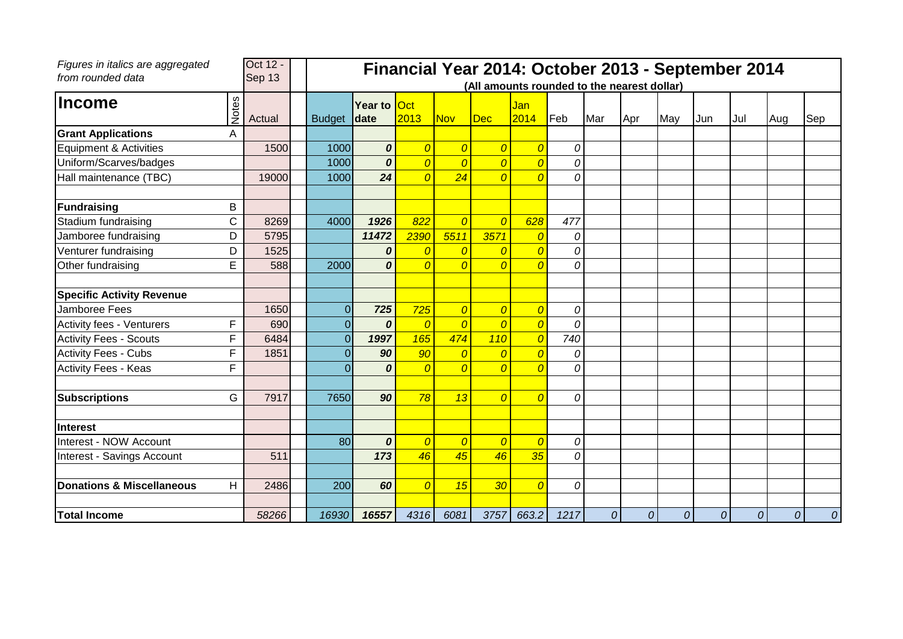*Figures in italics are aggregated from rounded data*

# Financial Year 2014: October 2013 - September 2014

**(All amounts rounded to the nearest dollar)**

| Income | Notes | Oct 12 - Sep 13 Actual | Budget | Year to date | Oct 2013 | Nov | Dec | Jan 2014 | Feb | Mar | Apr | May | Jun | Jul | Aug | Sep |
|---|---|---|---|---|---|---|---|---|---|---|---|---|---|---|---|---|
| **Grant Applications** | A | | | | | | | | | | | | | | | |
| Equipment & Activities | | 1500 | 1000 | ***0*** | *0* | *0* | *0* | *0* | *0* | | | | | | | |
| Uniform/Scarves/badges | | | 1000 | ***0*** | *0* | *0* | *0* | *0* | *0* | | | | | | | |
| Hall maintenance (TBC) | | 19000 | 1000 | ***24*** | *0* | *24* | *0* | *0* | *0* | | | | | | | |
| | | | | | | | | | | | | | | | | |
| **Fundraising** | B | | | | | | | | | | | | | | | |
| Stadium fundraising | C | 8269 | 4000 | ***1926*** | *822* | *0* | *0* | *628* | *477* | | | | | | | |
| Jamboree fundraising | D | 5795 | | ***11472*** | *2390* | *5511* | *3571* | *0* | *0* | | | | | | | |
| Venturer fundraising | D | 1525 | | ***0*** | *0* | *0* | *0* | *0* | *0* | | | | | | | |
| Other fundraising | E | 588 | 2000 | ***0*** | *0* | *0* | *0* | *0* | *0* | | | | | | | |
| | | | | | | | | | | | | | | | | |
| **Specific Activity Revenue** | | | | | | | | | | | | | | | | |
| Jamboree Fees | | 1650 | 0 | ***725*** | *725* | *0* | *0* | *0* | *0* | | | | | | | |
| Activity fees - Venturers | F | 690 | 0 | ***0*** | *0* | *0* | *0* | *0* | *0* | | | | | | | |
| Activity Fees - Scouts | F | 6484 | 0 | ***1997*** | *165* | *474* | *110* | *0* | *740* | | | | | | | |
| Activity Fees - Cubs | F | 1851 | 0 | ***90*** | *90* | *0* | *0* | *0* | *0* | | | | | | | |
| Activity Fees - Keas | F | | 0 | ***0*** | *0* | *0* | *0* | *0* | *0* | | | | | | | |
| | | | | | | | | | | | | | | | | |
| **Subscriptions** | G | 7917 | 7650 | ***90*** | *78* | *13* | *0* | *0* | *0* | | | | | | | |
| | | | | | | | | | | | | | | | | |
| **Interest** | | | | | | | | | | | | | | | | |
| Interest - NOW Account | | | 80 | ***0*** | *0* | *0* | *0* | *0* | *0* | | | | | | | |
| Interest - Savings Account | | 511 | | ***173*** | *46* | *45* | *46* | *35* | *0* | | | | | | | |
| | | | | | | | | | | | | | | | | |
| **Donations & Miscellaneous** | H | 2486 | 200 | ***60*** | *0* | *15* | *30* | *0* | *0* | | | | | | | |
| | | | | | | | | | | | | | | | | |
| **Total Income** | | *58266* | *16930* | ***16557*** | *4316* | *6081* | *3757* | *663.2* | *1217* | *0* | *0* | *0* | *0* | *0* | *0* | *0* |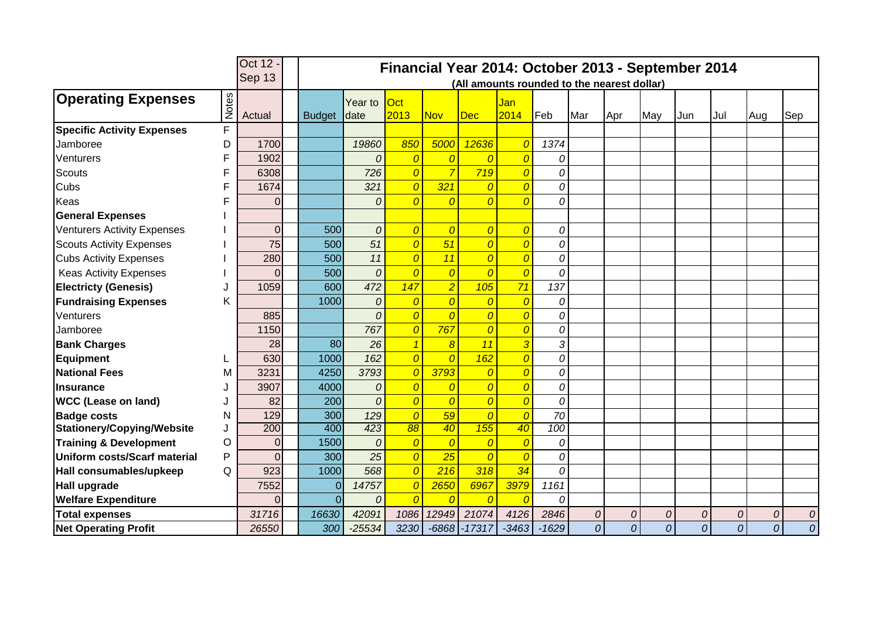| Operating Expenses | Notes | Oct 12 - Sep 13 Actual | Budget | Year to date | Oct 2013 | Nov | Dec | Jan 2014 | Feb | Mar | Apr | May | Jun | Jul | Aug | Sep |
|---|---|---|---|---|---|---|---|---|---|---|---|---|---|---|---|---|
| | | | Financial Year 2014: October 2013 - September 2014 (All amounts rounded to the nearest dollar) | | | | | | | | | | | | | |
| **Specific Activity Expenses** | F | | | | | | | | | | | | | | | |
| Jamboree | D | 1700 | | 19860 | 850 | 5000 | 12636 | 0 | 1374 | | | | | | | |
| Venturers | F | 1902 | | 0 | 0 | 0 | 0 | 0 | 0 | | | | | | | |
| Scouts | F | 6308 | | 726 | 0 | 7 | 719 | 0 | 0 | | | | | | | |
| Cubs | F | 1674 | | 321 | 0 | 321 | 0 | 0 | 0 | | | | | | | |
| Keas | F | 0 | | 0 | 0 | 0 | 0 | 0 | 0 | | | | | | | |
| **General Expenses** | I | | | | | | | | | | | | | | | |
| Venturers Activity Expenses | I | 0 | 500 | 0 | 0 | 0 | 0 | 0 | 0 | | | | | | | |
| Scouts Activity Expenses | I | 75 | 500 | 51 | 0 | 51 | 0 | 0 | 0 | | | | | | | |
| Cubs Activity Expenses | I | 280 | 500 | 11 | 0 | 11 | 0 | 0 | 0 | | | | | | | |
| Keas Activity Expenses | I | 0 | 500 | 0 | 0 | 0 | 0 | 0 | 0 | | | | | | | |
| **Electricty (Genesis)** | J | 1059 | 600 | 472 | 147 | 2 | 105 | 71 | 137 | | | | | | | |
| **Fundraising Expenses** | K | | 1000 | 0 | 0 | 0 | 0 | 0 | 0 | | | | | | | |
| Venturers | | 885 | | 0 | 0 | 0 | 0 | 0 | 0 | | | | | | | |
| Jamboree | | 1150 | | 767 | 0 | 767 | 0 | 0 | 0 | | | | | | | |
| **Bank Charges** | | 28 | 80 | 26 | 1 | 8 | 11 | 3 | 3 | | | | | | | |
| **Equipment** | L | 630 | 1000 | 162 | 0 | 0 | 162 | 0 | 0 | | | | | | | |
| **National Fees** | M | 3231 | 4250 | 3793 | 0 | 3793 | 0 | 0 | 0 | | | | | | | |
| **Insurance** | J | 3907 | 4000 | 0 | 0 | 0 | 0 | 0 | 0 | | | | | | | |
| **WCC (Lease on land)** | J | 82 | 200 | 0 | 0 | 0 | 0 | 0 | 0 | | | | | | | |
| **Badge costs** | N | 129 | 300 | 129 | 0 | 59 | 0 | 0 | 70 | | | | | | | |
| **Stationery/Copying/Website** | J | 200 | 400 | 423 | 88 | 40 | 155 | 40 | 100 | | | | | | | |
| **Training & Development** | O | 0 | 1500 | 0 | 0 | 0 | 0 | 0 | 0 | | | | | | | |
| **Uniform costs/Scarf material** | P | 0 | 300 | 25 | 0 | 25 | 0 | 0 | 0 | | | | | | | |
| **Hall consumables/upkeep** | Q | 923 | 1000 | 568 | 0 | 216 | 318 | 34 | 0 | | | | | | | |
| **Hall upgrade** | | 7552 | 0 | 14757 | 0 | 2650 | 6967 | 3979 | 1161 | | | | | | | |
| **Welfare Expenditure** | | 0 | 0 | 0 | 0 | 0 | 0 | 0 | 0 | | | | | | | |
| **Total expenses** | | 31716 | 16630 | 42091 | 1086 | 12949 | 21074 | 4126 | 2846 | 0 | 0 | 0 | 0 | 0 | 0 | 0 |
| **Net Operating Profit** | | 26550 | 300 | -25534 | 3230 | -6868 | -17317 | -3463 | -1629 | 0 | 0 | 0 | 0 | 0 | 0 | 0 |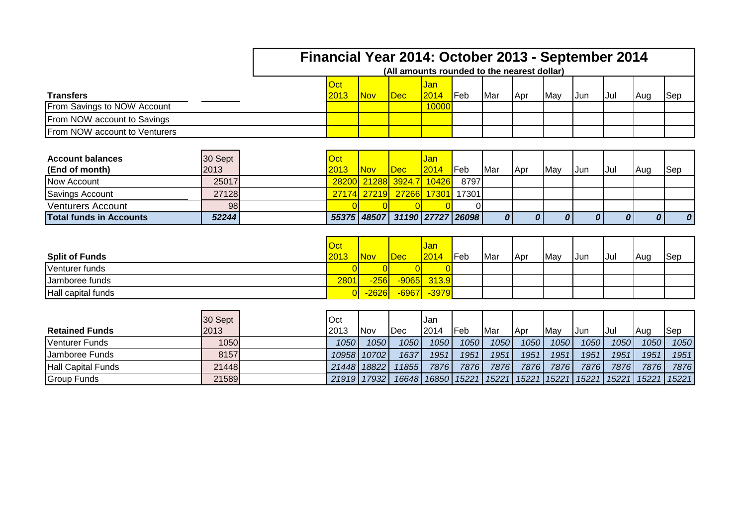# Financial Year 2014: October 2013 - September 2014

**(All amounts rounded to the nearest dollar)**

| **Transfers** | | Oct 2013 | Nov | Dec | Jan 2014 | Feb | Mar | Apr | May | Jun | Jul | Aug | Sep |
|---|---|---|---|---|---|---|---|---|---|---|---|---|---|
| From Savings to NOW Account | | | | | 10000 | | | | | | | | |
| From NOW account to Savings | | | | | | | | | | | | | |
| From NOW account to Venturers | | | | | | | | | | | | | |

| **Account balances (End of month)** | 30 Sept 2013 | Oct 2013 | Nov | Dec | Jan 2014 | Feb | Mar | Apr | May | Jun | Jul | Aug | Sep |
|---|---|---|---|---|---|---|---|---|---|---|---|---|---|
| Now Account | 25017 | 28200 | 21288 | 3924.7 | 10426 | 8797 | | | | | | | |
| Savings Account | 27128 | 27174 | 27219 | 27266 | 17301 | 17301 | | | | | | | |
| Venturers Account | 98 | 0 | 0 | 0 | 0 | 0 | | | | | | | |
| **Total funds in Accounts** | ***52244*** | ***55375*** | ***48507*** | ***31190*** | ***27727*** | ***26098*** | ***0*** | ***0*** | ***0*** | ***0*** | ***0*** | ***0*** | ***0*** |

| **Split of Funds** | Oct 2013 | Nov | Dec | Jan 2014 | Feb | Mar | Apr | May | Jun | Jul | Aug | Sep |
|---|---|---|---|---|---|---|---|---|---|---|---|---|
| Venturer funds | 0 | 0 | 0 | 0 | | | | | | | | |
| Jamboree funds | 2801 | -256 | -9065 | 313.9 | | | | | | | | |
| Hall capital funds | 0 | -2626 | -6967 | -3979 | | | | | | | | |

| **Retained Funds** | 30 Sept 2013 | Oct 2013 | Nov | Dec | Jan 2014 | Feb | Mar | Apr | May | Jun | Jul | Aug | Sep |
|---|---|---|---|---|---|---|---|---|---|---|---|---|---|
| Venturer Funds | 1050 | *1050* | *1050* | *1050* | *1050* | *1050* | *1050* | *1050* | *1050* | *1050* | *1050* | *1050* | *1050* |
| Jamboree Funds | 8157 | *10958* | *10702* | *1637* | *1951* | *1951* | *1951* | *1951* | *1951* | *1951* | *1951* | *1951* | *1951* |
| Hall Capital Funds | 21448 | *21448* | *18822* | *11855* | *7876* | *7876* | *7876* | *7876* | *7876* | *7876* | *7876* | *7876* | *7876* |
| Group Funds | 21589 | *21919* | *17932* | *16648* | *16850* | *15221* | *15221* | *15221* | *15221* | *15221* | *15221* | *15221* | *15221* |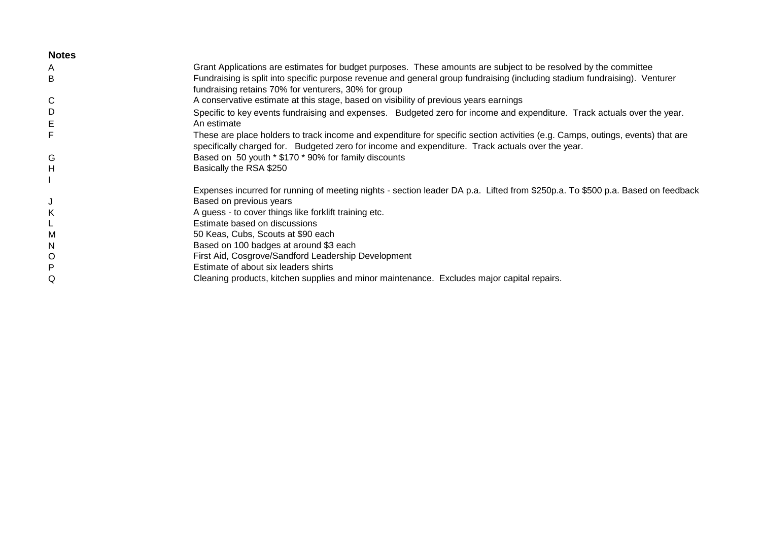**Notes**

| | |
|---|---|
| A | Grant Applications are estimates for budget purposes. These amounts are subject to be resolved by the committee |
| B | Fundraising is split into specific purpose revenue and general group fundraising (including stadium fundraising). Venturer fundraising retains 70% for venturers, 30% for group |
| C | A conservative estimate at this stage, based on visibility of previous years earnings |
| D | Specific to key events fundraising and expenses. Budgeted zero for income and expenditure. Track actuals over the year. |
| E | An estimate |
| F | These are place holders to track income and expenditure for specific section activities (e.g. Camps, outings, events) that are specifically charged for. Budgeted zero for income and expenditure. Track actuals over the year. |
| G | Based on 50 youth * $170 * 90% for family discounts |
| H | Basically the RSA $250 |
| I | Expenses incurred for running of meeting nights - section leader DA p.a. Lifted from $250p.a. To $500 p.a. Based on feedback |
| J | Based on previous years |
| K | A guess - to cover things like forklift training etc. |
| L | Estimate based on discussions |
| M | 50 Keas, Cubs, Scouts at $90 each |
| N | Based on 100 badges at around $3 each |
| O | First Aid, Cosgrove/Sandford Leadership Development |
| P | Estimate of about six leaders shirts |
| Q | Cleaning products, kitchen supplies and minor maintenance. Excludes major capital repairs. |